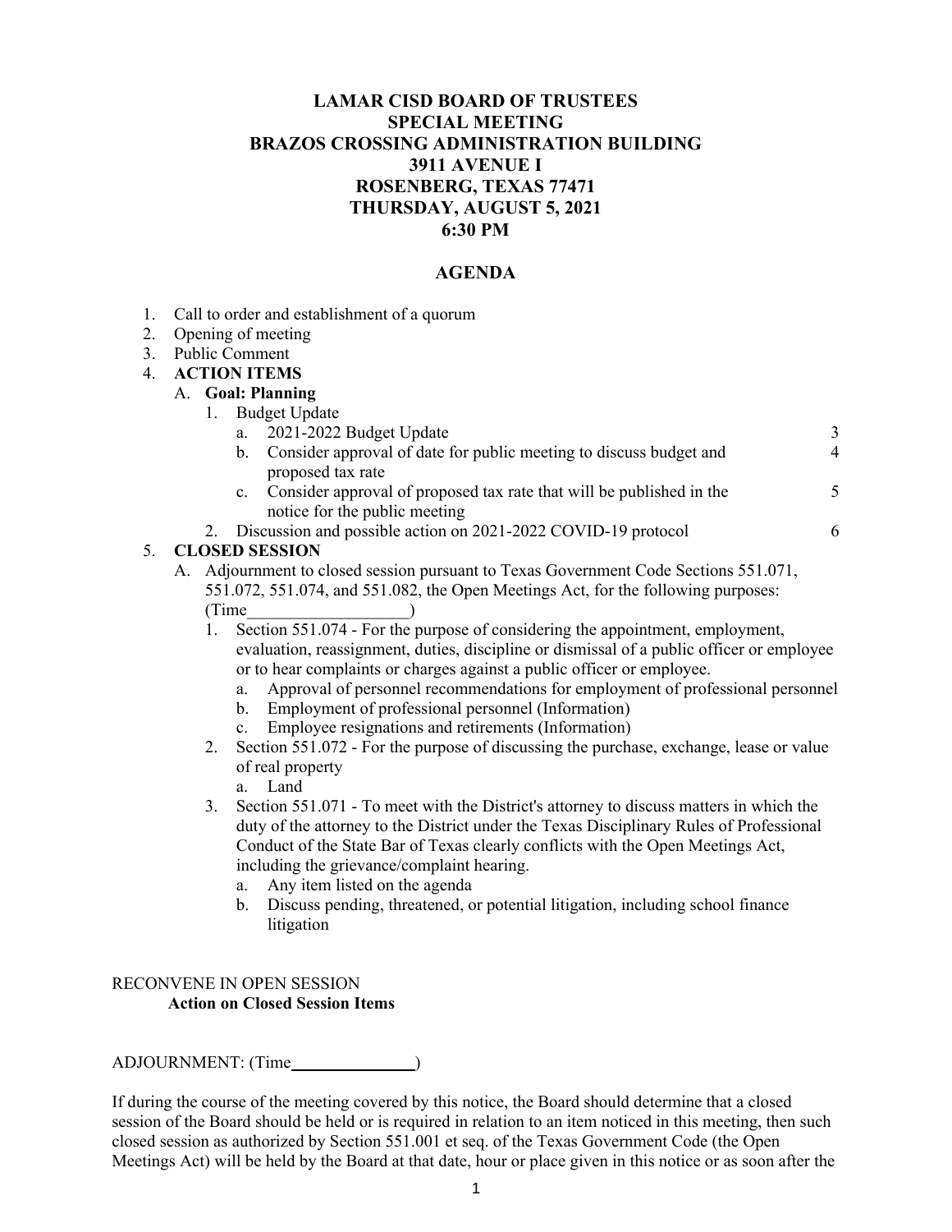# LAMAR CISD BOARD OF TRUSTEES
## SPECIAL MEETING
## BRAZOS CROSSING ADMINISTRATION BUILDING
## 3911 AVENUE I
## ROSENBERG, TEXAS 77471
## THURSDAY, AUGUST 5, 2021
## 6:30 PM

## AGENDA

1. Call to order and establishment of a quorum
2. Opening of meeting
3. Public Comment
4. **ACTION ITEMS**
   A. **Goal: Planning**
      1. Budget Update
         a. 2021-2022 Budget Update — 3
         b. Consider approval of date for public meeting to discuss budget and proposed tax rate — 4
         c. Consider approval of proposed tax rate that will be published in the notice for the public meeting — 5
      2. Discussion and possible action on 2021-2022 COVID-19 protocol — 6
5. **CLOSED SESSION**
   A. Adjournment to closed session pursuant to Texas Government Code Sections 551.071, 551.072, 551.074, and 551.082, the Open Meetings Act, for the following purposes: (Time___________________)
      1. Section 551.074 - For the purpose of considering the appointment, employment, evaluation, reassignment, duties, discipline or dismissal of a public officer or employee or to hear complaints or charges against a public officer or employee.
         a. Approval of personnel recommendations for employment of professional personnel
         b. Employment of professional personnel (Information)
         c. Employee resignations and retirements (Information)
      2. Section 551.072 - For the purpose of discussing the purchase, exchange, lease or value of real property
         a. Land
      3. Section 551.071 - To meet with the District's attorney to discuss matters in which the duty of the attorney to the District under the Texas Disciplinary Rules of Professional Conduct of the State Bar of Texas clearly conflicts with the Open Meetings Act, including the grievance/complaint hearing.
         a. Any item listed on the agenda
         b. Discuss pending, threatened, or potential litigation, including school finance litigation

RECONVENE IN OPEN SESSION
**Action on Closed Session Items**

ADJOURNMENT: (Time_______________)

If during the course of the meeting covered by this notice, the Board should determine that a closed session of the Board should be held or is required in relation to an item noticed in this meeting, then such closed session as authorized by Section 551.001 et seq. of the Texas Government Code (the Open Meetings Act) will be held by the Board at that date, hour or place given in this notice or as soon after the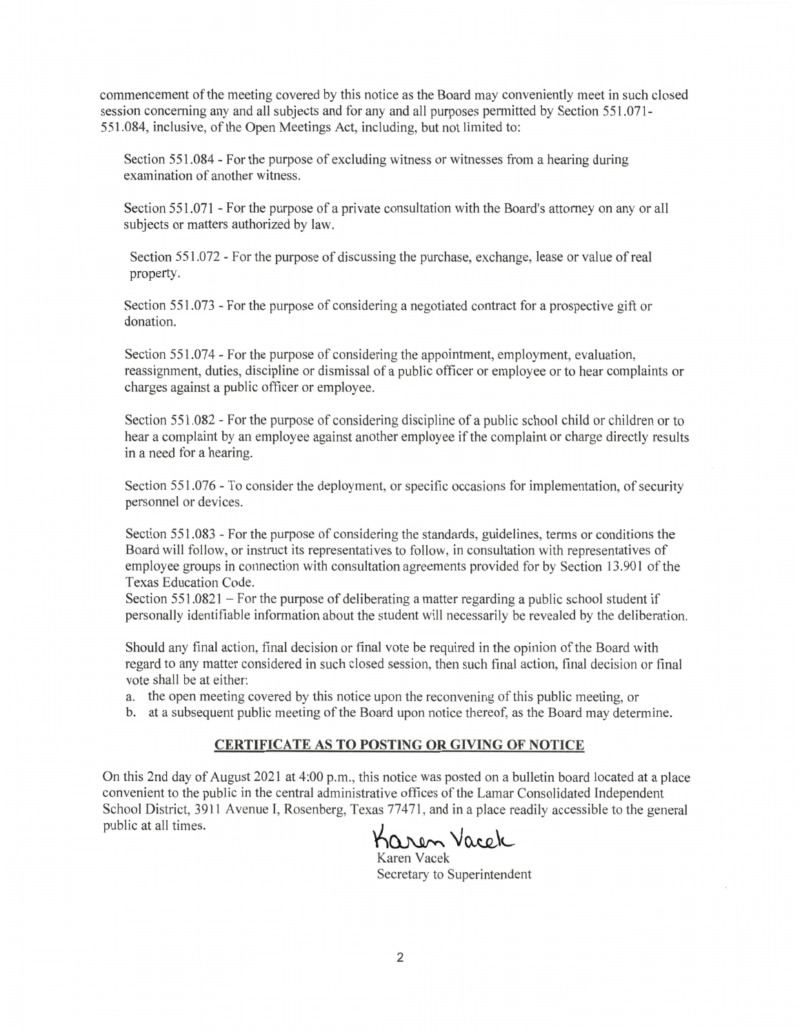commencement of the meeting covered by this notice as the Board may conveniently meet in such closed session concerning any and all subjects and for any and all purposes permitted by Section 551.071-551.084, inclusive, of the Open Meetings Act, including, but not limited to:

Section 551.084 - For the purpose of excluding witness or witnesses from a hearing during examination of another witness.

Section 551.071 - For the purpose of a private consultation with the Board's attorney on any or all subjects or matters authorized by law.

Section 551.072 - For the purpose of discussing the purchase, exchange, lease or value of real property.

Section 551.073 - For the purpose of considering a negotiated contract for a prospective gift or donation.

Section 551.074 - For the purpose of considering the appointment, employment, evaluation, reassignment, duties, discipline or dismissal of a public officer or employee or to hear complaints or charges against a public officer or employee.

Section 551.082 - For the purpose of considering discipline of a public school child or children or to hear a complaint by an employee against another employee if the complaint or charge directly results in a need for a hearing.

Section 551.076 - To consider the deployment, or specific occasions for implementation, of security personnel or devices.

Section 551.083 - For the purpose of considering the standards, guidelines, terms or conditions the Board will follow, or instruct its representatives to follow, in consultation with representatives of employee groups in connection with consultation agreements provided for by Section 13.901 of the Texas Education Code.
Section 551.0821 – For the purpose of deliberating a matter regarding a public school student if personally identifiable information about the student will necessarily be revealed by the deliberation.

Should any final action, final decision or final vote be required in the opinion of the Board with regard to any matter considered in such closed session, then such final action, final decision or final vote shall be at either:

a. the open meeting covered by this notice upon the reconvening of this public meeting, or
b. at a subsequent public meeting of the Board upon notice thereof, as the Board may determine.

## CERTIFICATE AS TO POSTING OR GIVING OF NOTICE

On this 2nd day of August 2021 at 4:00 p.m., this notice was posted on a bulletin board located at a place convenient to the public in the central administrative offices of the Lamar Consolidated Independent School District, 3911 Avenue I, Rosenberg, Texas 77471, and in a place readily accessible to the general public at all times.

Karen Vacek
Karen Vacek
Secretary to Superintendent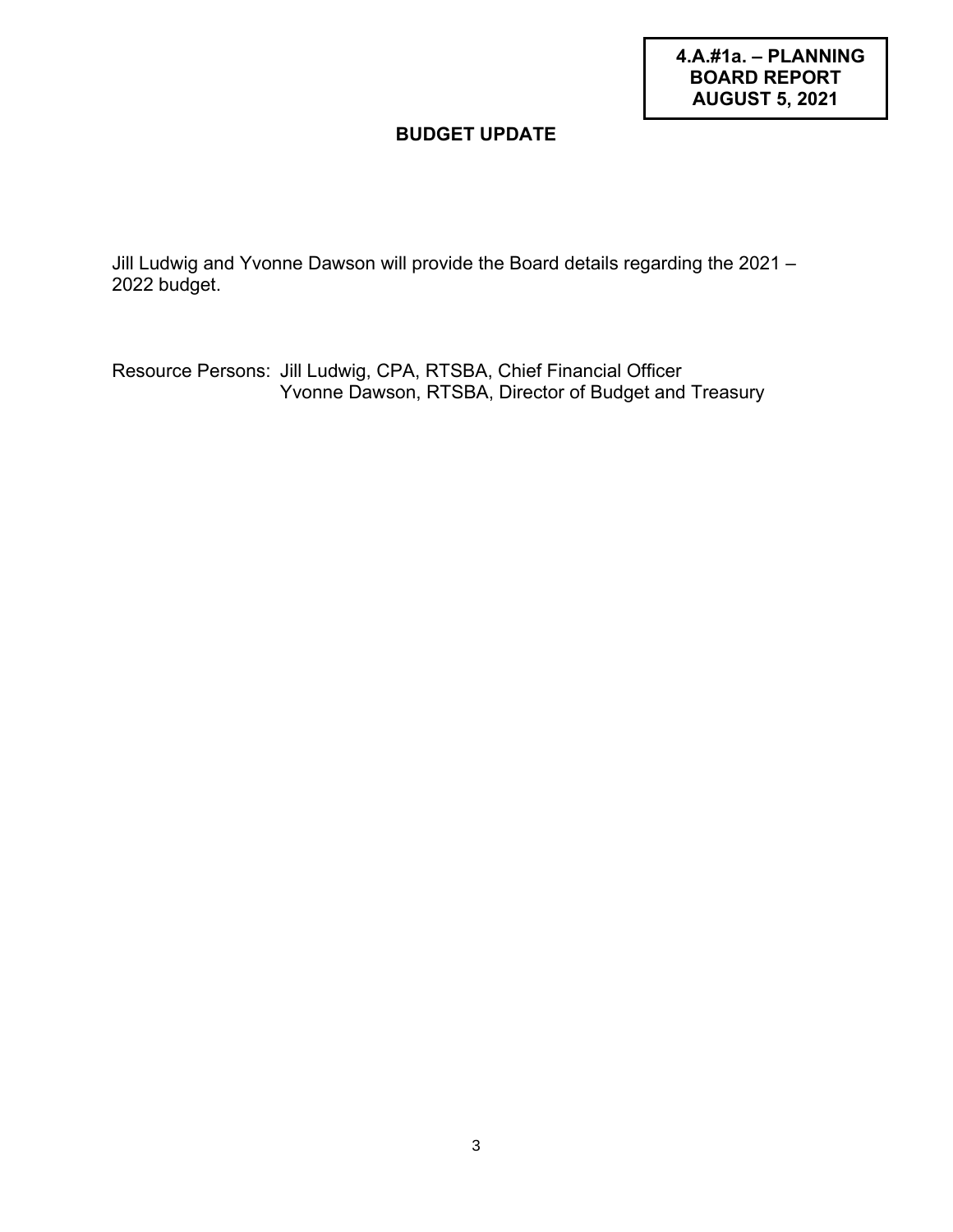**4.A.#1a. – PLANNING BOARD REPORT AUGUST 5, 2021**

# BUDGET UPDATE

Jill Ludwig and Yvonne Dawson will provide the Board details regarding the 2021 – 2022 budget.

Resource Persons: Jill Ludwig, CPA, RTSBA, Chief Financial Officer
Yvonne Dawson, RTSBA, Director of Budget and Treasury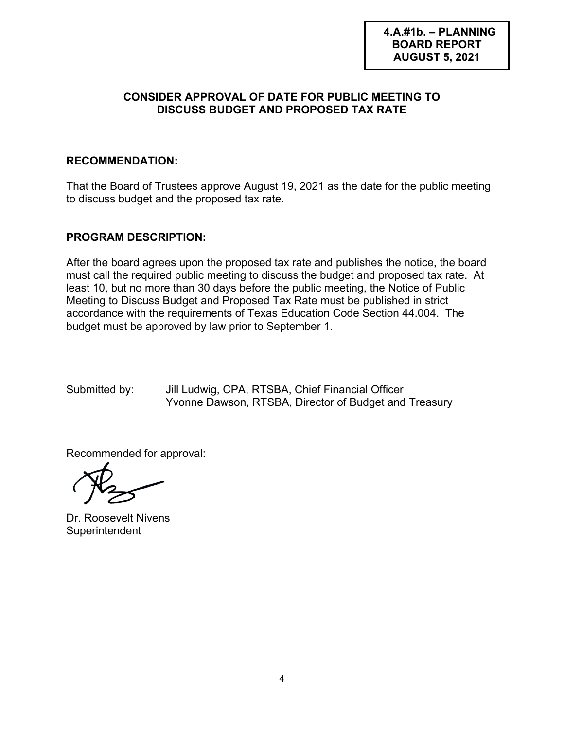**4.A.#1b. – PLANNING BOARD REPORT AUGUST 5, 2021**

## CONSIDER APPROVAL OF DATE FOR PUBLIC MEETING TO DISCUSS BUDGET AND PROPOSED TAX RATE

### RECOMMENDATION:

That the Board of Trustees approve August 19, 2021 as the date for the public meeting to discuss budget and the proposed tax rate.

### PROGRAM DESCRIPTION:

After the board agrees upon the proposed tax rate and publishes the notice, the board must call the required public meeting to discuss the budget and proposed tax rate. At least 10, but no more than 30 days before the public meeting, the Notice of Public Meeting to Discuss Budget and Proposed Tax Rate must be published in strict accordance with the requirements of Texas Education Code Section 44.004. The budget must be approved by law prior to September 1.

Submitted by: Jill Ludwig, CPA, RTSBA, Chief Financial Officer
Yvonne Dawson, RTSBA, Director of Budget and Treasury

Recommended for approval:

Dr. Roosevelt Nivens
Superintendent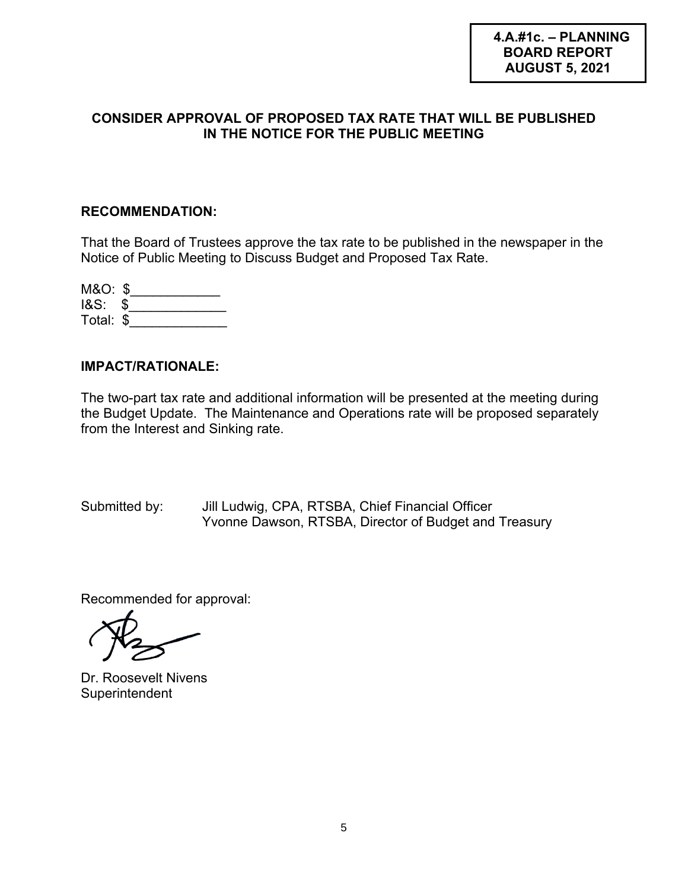**4.A.#1c. – PLANNING BOARD REPORT AUGUST 5, 2021**

## CONSIDER APPROVAL OF PROPOSED TAX RATE THAT WILL BE PUBLISHED IN THE NOTICE FOR THE PUBLIC MEETING

### RECOMMENDATION:

That the Board of Trustees approve the tax rate to be published in the newspaper in the Notice of Public Meeting to Discuss Budget and Proposed Tax Rate.

M&O: $____________
I&S: $_____________
Total: $_____________

### IMPACT/RATIONALE:

The two-part tax rate and additional information will be presented at the meeting during the Budget Update. The Maintenance and Operations rate will be proposed separately from the Interest and Sinking rate.

Submitted by: Jill Ludwig, CPA, RTSBA, Chief Financial Officer
Yvonne Dawson, RTSBA, Director of Budget and Treasury

Recommended for approval:

Dr. Roosevelt Nivens
Superintendent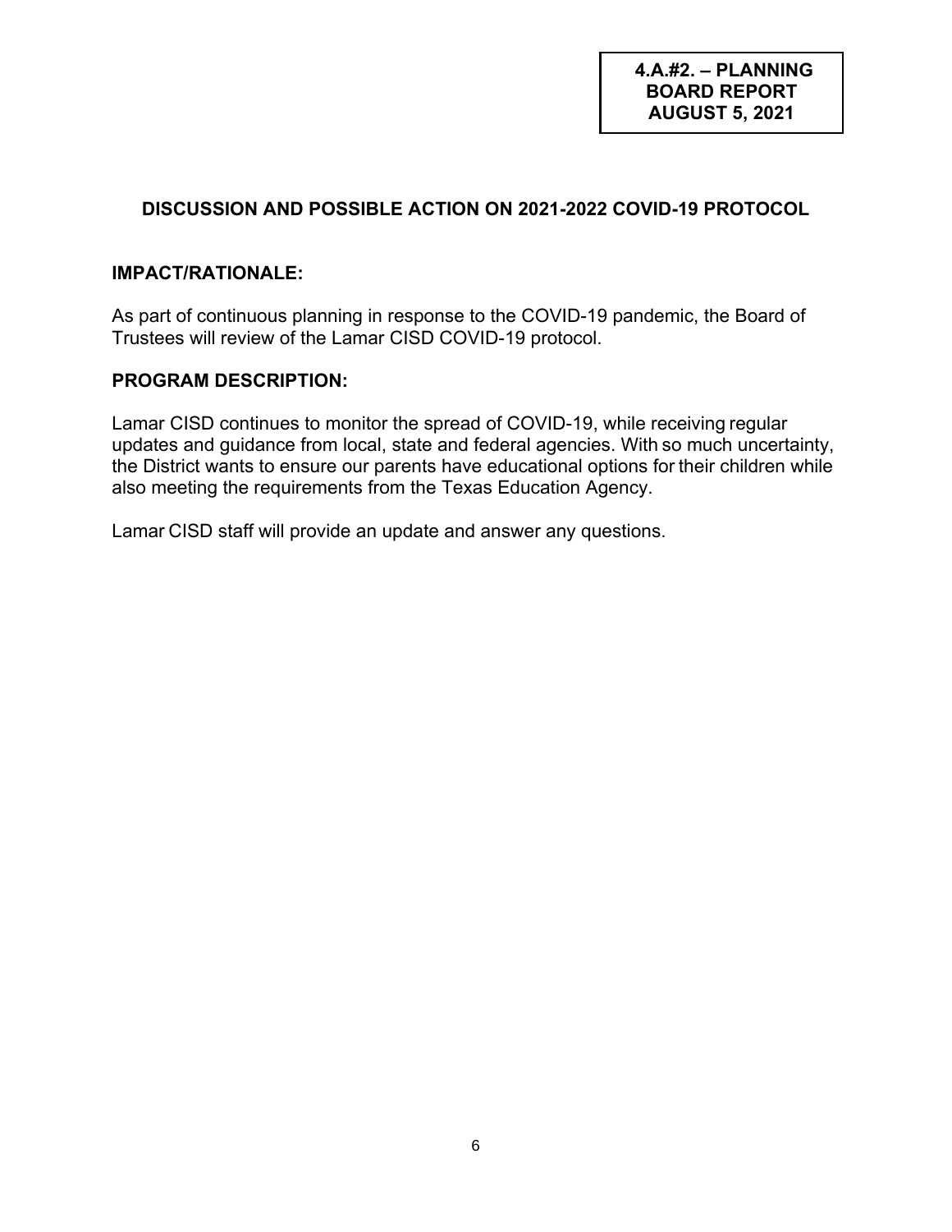**4.A.#2. – PLANNING BOARD REPORT AUGUST 5, 2021**

## DISCUSSION AND POSSIBLE ACTION ON 2021-2022 COVID-19 PROTOCOL

### IMPACT/RATIONALE:

As part of continuous planning in response to the COVID-19 pandemic, the Board of Trustees will review of the Lamar CISD COVID-19 protocol.

### PROGRAM DESCRIPTION:

Lamar CISD continues to monitor the spread of COVID-19, while receiving regular updates and guidance from local, state and federal agencies. With so much uncertainty, the District wants to ensure our parents have educational options for their children while also meeting the requirements from the Texas Education Agency.

Lamar CISD staff will provide an update and answer any questions.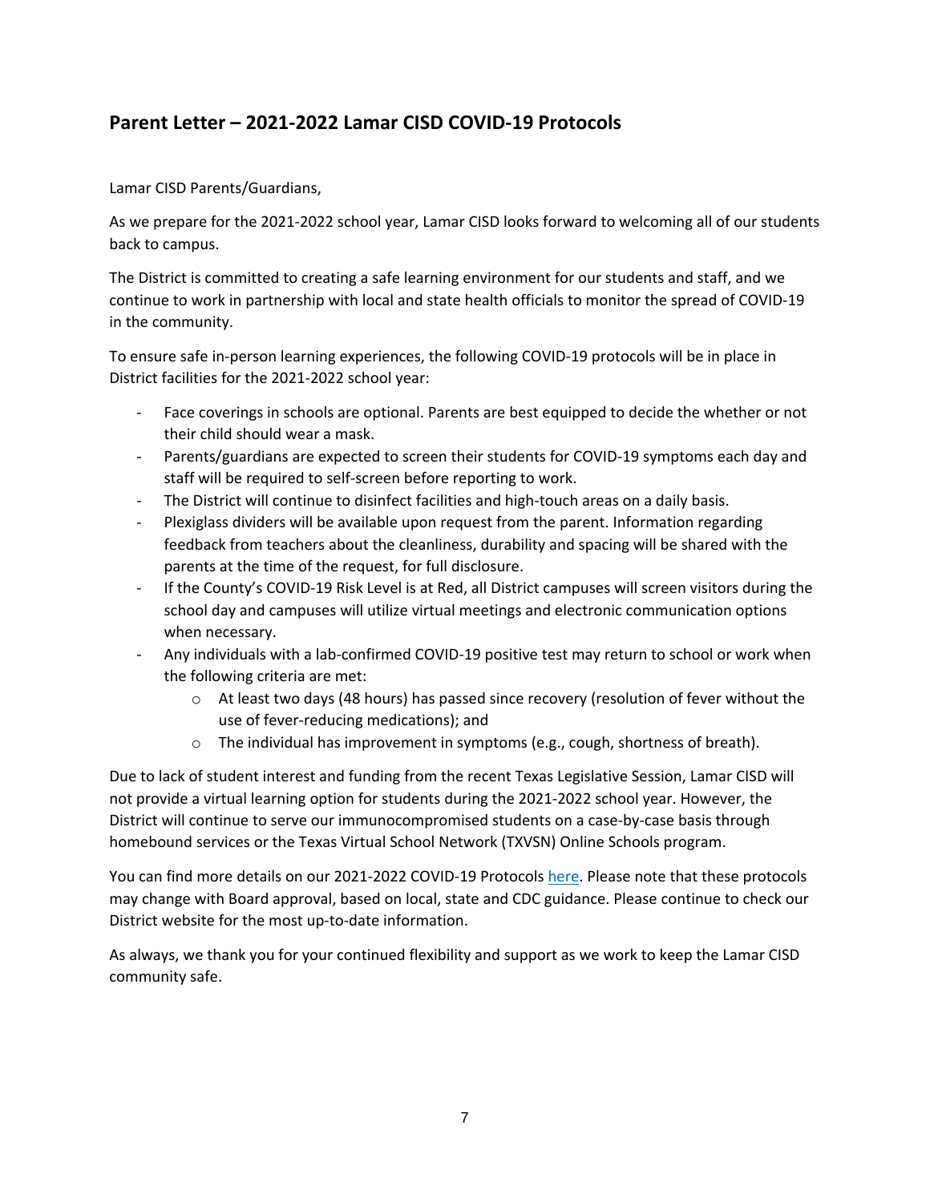## Parent Letter – 2021-2022 Lamar CISD COVID-19 Protocols

Lamar CISD Parents/Guardians,

As we prepare for the 2021-2022 school year, Lamar CISD looks forward to welcoming all of our students back to campus.

The District is committed to creating a safe learning environment for our students and staff, and we continue to work in partnership with local and state health officials to monitor the spread of COVID-19 in the community.

To ensure safe in-person learning experiences, the following COVID-19 protocols will be in place in District facilities for the 2021-2022 school year:

- Face coverings in schools are optional. Parents are best equipped to decide the whether or not their child should wear a mask.
- Parents/guardians are expected to screen their students for COVID-19 symptoms each day and staff will be required to self-screen before reporting to work.
- The District will continue to disinfect facilities and high-touch areas on a daily basis.
- Plexiglass dividers will be available upon request from the parent. Information regarding feedback from teachers about the cleanliness, durability and spacing will be shared with the parents at the time of the request, for full disclosure.
- If the County's COVID-19 Risk Level is at Red, all District campuses will screen visitors during the school day and campuses will utilize virtual meetings and electronic communication options when necessary.
- Any individuals with a lab-confirmed COVID-19 positive test may return to school or work when the following criteria are met:
  - At least two days (48 hours) has passed since recovery (resolution of fever without the use of fever-reducing medications); and
  - The individual has improvement in symptoms (e.g., cough, shortness of breath).

Due to lack of student interest and funding from the recent Texas Legislative Session, Lamar CISD will not provide a virtual learning option for students during the 2021-2022 school year. However, the District will continue to serve our immunocompromised students on a case-by-case basis through homebound services or the Texas Virtual School Network (TXVSN) Online Schools program.

You can find more details on our 2021-2022 COVID-19 Protocols here. Please note that these protocols may change with Board approval, based on local, state and CDC guidance. Please continue to check our District website for the most up-to-date information.

As always, we thank you for your continued flexibility and support as we work to keep the Lamar CISD community safe.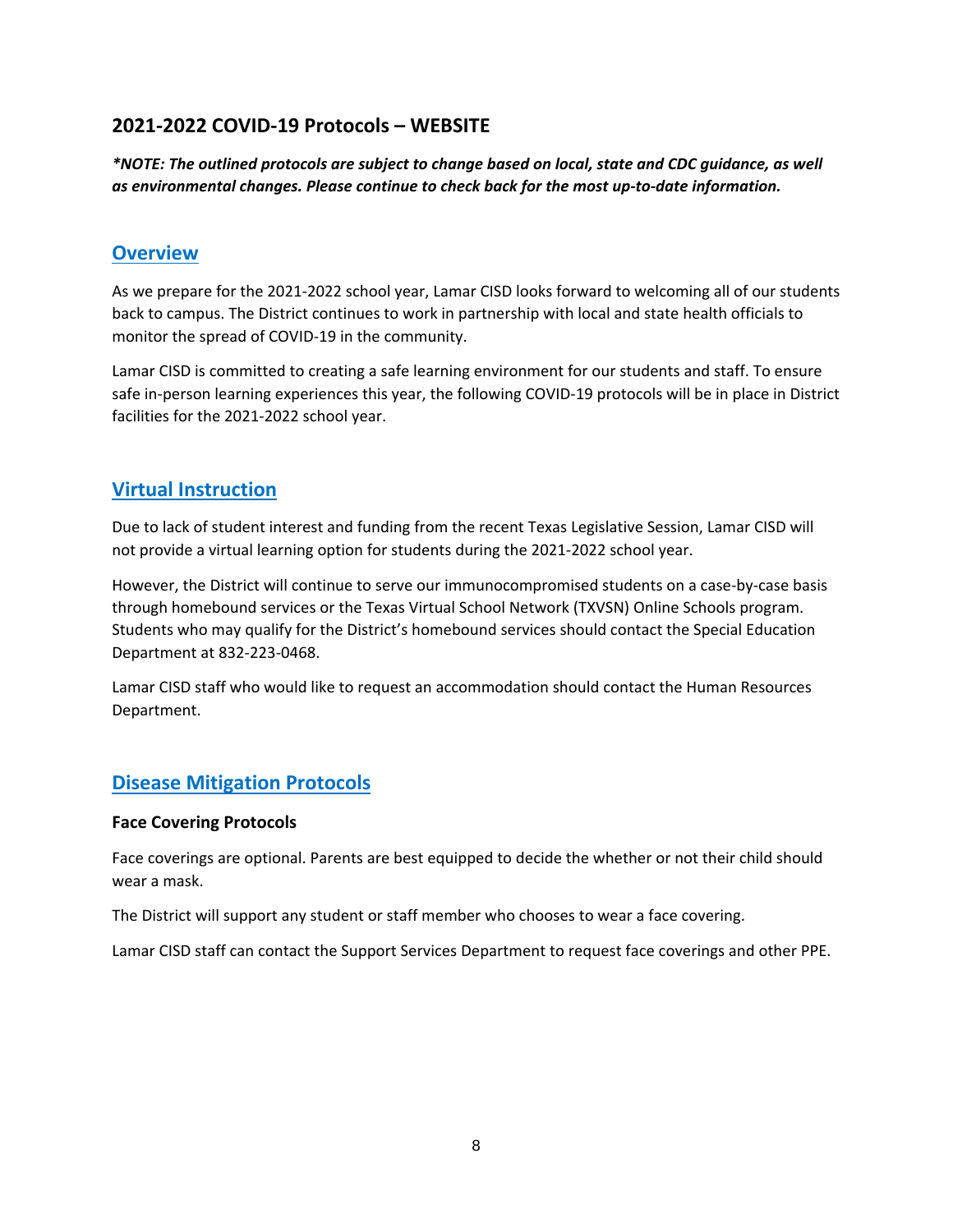## 2021-2022 COVID-19 Protocols – WEBSITE

***NOTE: The outlined protocols are subject to change based on local, state and CDC guidance, as well as environmental changes. Please continue to check back for the most up-to-date information.***

### Overview

As we prepare for the 2021-2022 school year, Lamar CISD looks forward to welcoming all of our students back to campus. The District continues to work in partnership with local and state health officials to monitor the spread of COVID-19 in the community.

Lamar CISD is committed to creating a safe learning environment for our students and staff. To ensure safe in-person learning experiences this year, the following COVID-19 protocols will be in place in District facilities for the 2021-2022 school year.

### Virtual Instruction

Due to lack of student interest and funding from the recent Texas Legislative Session, Lamar CISD will not provide a virtual learning option for students during the 2021-2022 school year.

However, the District will continue to serve our immunocompromised students on a case-by-case basis through homebound services or the Texas Virtual School Network (TXVSN) Online Schools program. Students who may qualify for the District's homebound services should contact the Special Education Department at 832-223-0468.

Lamar CISD staff who would like to request an accommodation should contact the Human Resources Department.

### Disease Mitigation Protocols

#### Face Covering Protocols

Face coverings are optional. Parents are best equipped to decide the whether or not their child should wear a mask.

The District will support any student or staff member who chooses to wear a face covering.

Lamar CISD staff can contact the Support Services Department to request face coverings and other PPE.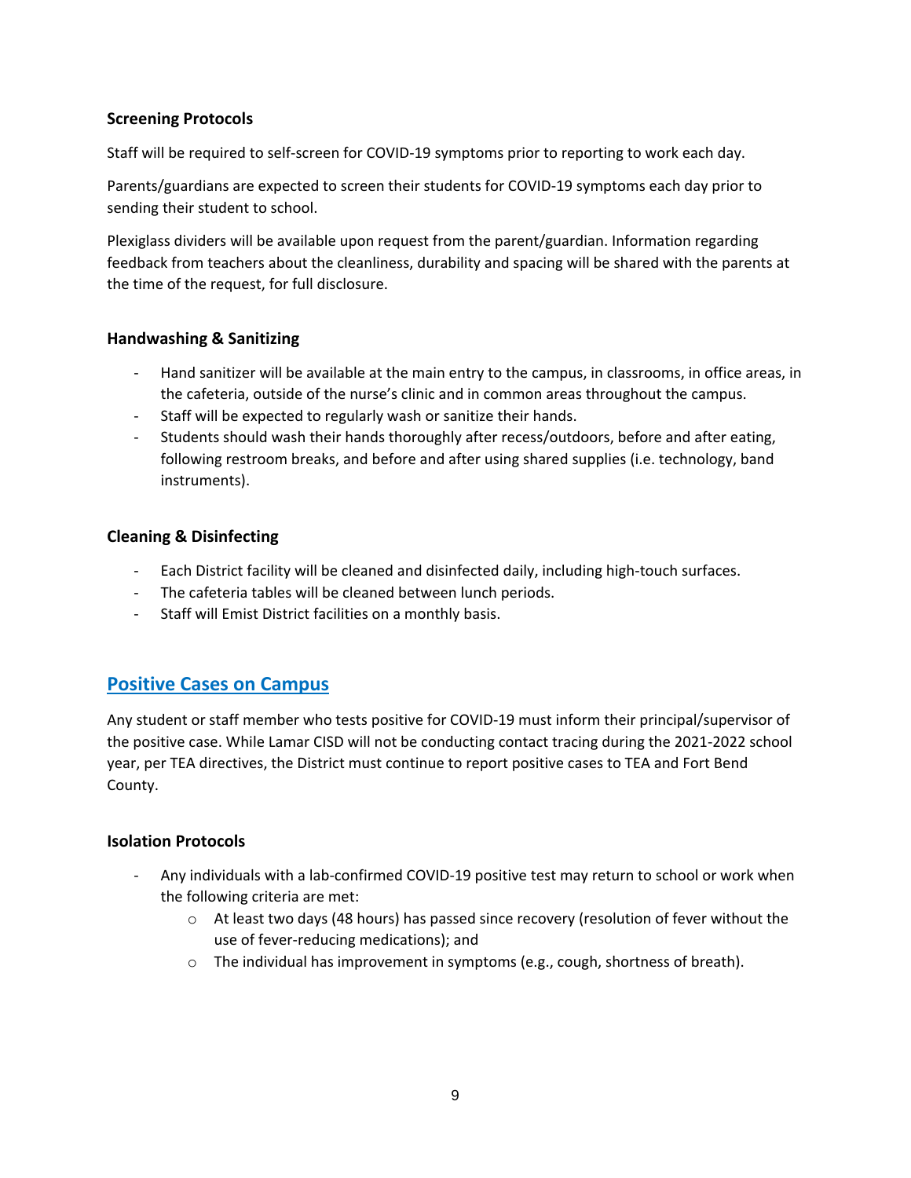### Screening Protocols

Staff will be required to self-screen for COVID-19 symptoms prior to reporting to work each day.

Parents/guardians are expected to screen their students for COVID-19 symptoms each day prior to sending their student to school.

Plexiglass dividers will be available upon request from the parent/guardian. Information regarding feedback from teachers about the cleanliness, durability and spacing will be shared with the parents at the time of the request, for full disclosure.

### Handwashing & Sanitizing

- Hand sanitizer will be available at the main entry to the campus, in classrooms, in office areas, in the cafeteria, outside of the nurse's clinic and in common areas throughout the campus.
- Staff will be expected to regularly wash or sanitize their hands.
- Students should wash their hands thoroughly after recess/outdoors, before and after eating, following restroom breaks, and before and after using shared supplies (i.e. technology, band instruments).

### Cleaning & Disinfecting

- Each District facility will be cleaned and disinfected daily, including high-touch surfaces.
- The cafeteria tables will be cleaned between lunch periods.
- Staff will Emist District facilities on a monthly basis.

## Positive Cases on Campus

Any student or staff member who tests positive for COVID-19 must inform their principal/supervisor of the positive case. While Lamar CISD will not be conducting contact tracing during the 2021-2022 school year, per TEA directives, the District must continue to report positive cases to TEA and Fort Bend County.

### Isolation Protocols

- Any individuals with a lab-confirmed COVID-19 positive test may return to school or work when the following criteria are met:
  - At least two days (48 hours) has passed since recovery (resolution of fever without the use of fever-reducing medications); and
  - The individual has improvement in symptoms (e.g., cough, shortness of breath).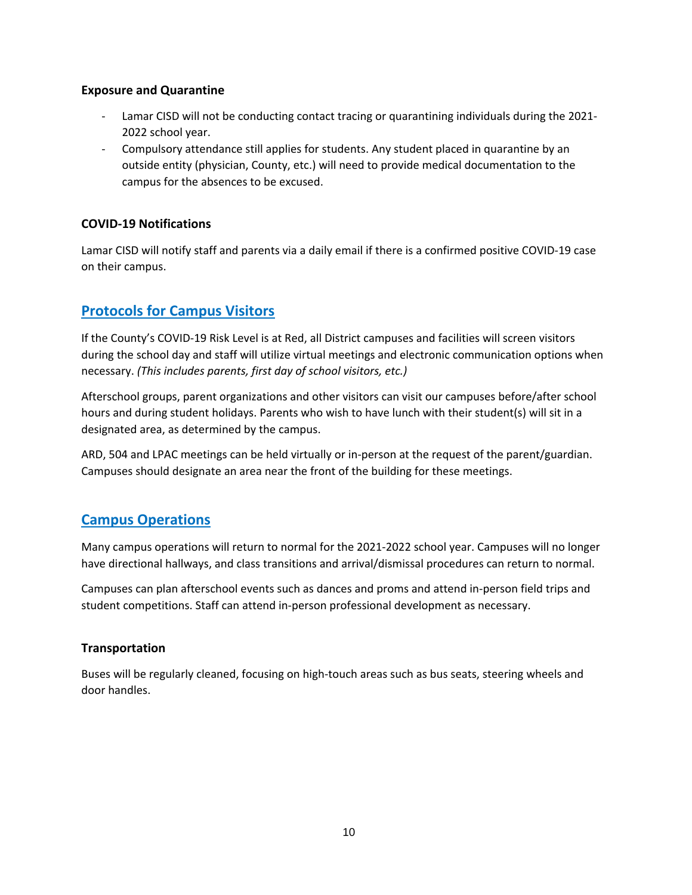### Exposure and Quarantine

- Lamar CISD will not be conducting contact tracing or quarantining individuals during the 2021-2022 school year.
- Compulsory attendance still applies for students. Any student placed in quarantine by an outside entity (physician, County, etc.) will need to provide medical documentation to the campus for the absences to be excused.

### COVID-19 Notifications

Lamar CISD will notify staff and parents via a daily email if there is a confirmed positive COVID-19 case on their campus.

## Protocols for Campus Visitors

If the County's COVID-19 Risk Level is at Red, all District campuses and facilities will screen visitors during the school day and staff will utilize virtual meetings and electronic communication options when necessary. *(This includes parents, first day of school visitors, etc.)*

Afterschool groups, parent organizations and other visitors can visit our campuses before/after school hours and during student holidays. Parents who wish to have lunch with their student(s) will sit in a designated area, as determined by the campus.

ARD, 504 and LPAC meetings can be held virtually or in-person at the request of the parent/guardian. Campuses should designate an area near the front of the building for these meetings.

## Campus Operations

Many campus operations will return to normal for the 2021-2022 school year. Campuses will no longer have directional hallways, and class transitions and arrival/dismissal procedures can return to normal.

Campuses can plan afterschool events such as dances and proms and attend in-person field trips and student competitions. Staff can attend in-person professional development as necessary.

### Transportation

Buses will be regularly cleaned, focusing on high-touch areas such as bus seats, steering wheels and door handles.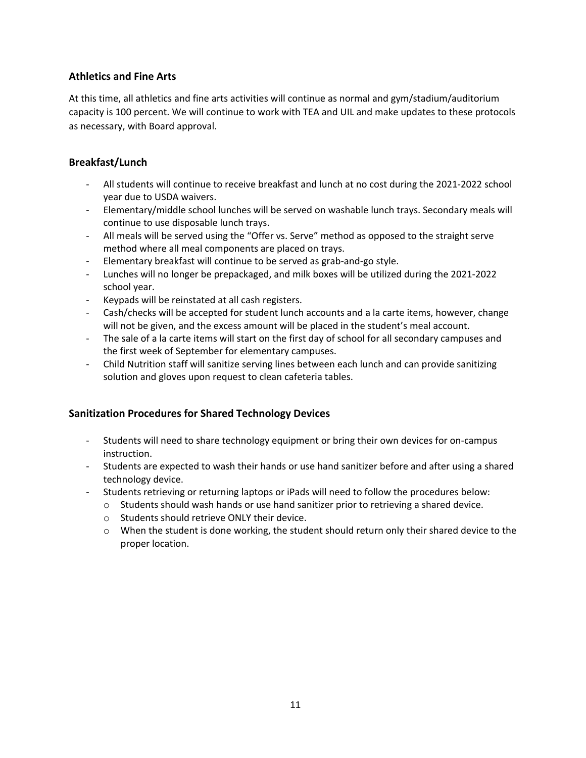### Athletics and Fine Arts

At this time, all athletics and fine arts activities will continue as normal and gym/stadium/auditorium capacity is 100 percent. We will continue to work with TEA and UIL and make updates to these protocols as necessary, with Board approval.

### Breakfast/Lunch

- All students will continue to receive breakfast and lunch at no cost during the 2021-2022 school year due to USDA waivers.
- Elementary/middle school lunches will be served on washable lunch trays. Secondary meals will continue to use disposable lunch trays.
- All meals will be served using the "Offer vs. Serve" method as opposed to the straight serve method where all meal components are placed on trays.
- Elementary breakfast will continue to be served as grab-and-go style.
- Lunches will no longer be prepackaged, and milk boxes will be utilized during the 2021-2022 school year.
- Keypads will be reinstated at all cash registers.
- Cash/checks will be accepted for student lunch accounts and a la carte items, however, change will not be given, and the excess amount will be placed in the student's meal account.
- The sale of a la carte items will start on the first day of school for all secondary campuses and the first week of September for elementary campuses.
- Child Nutrition staff will sanitize serving lines between each lunch and can provide sanitizing solution and gloves upon request to clean cafeteria tables.

### Sanitization Procedures for Shared Technology Devices

- Students will need to share technology equipment or bring their own devices for on-campus instruction.
- Students are expected to wash their hands or use hand sanitizer before and after using a shared technology device.
- Students retrieving or returning laptops or iPads will need to follow the procedures below:
  - Students should wash hands or use hand sanitizer prior to retrieving a shared device.
  - Students should retrieve ONLY their device.
  - When the student is done working, the student should return only their shared device to the proper location.